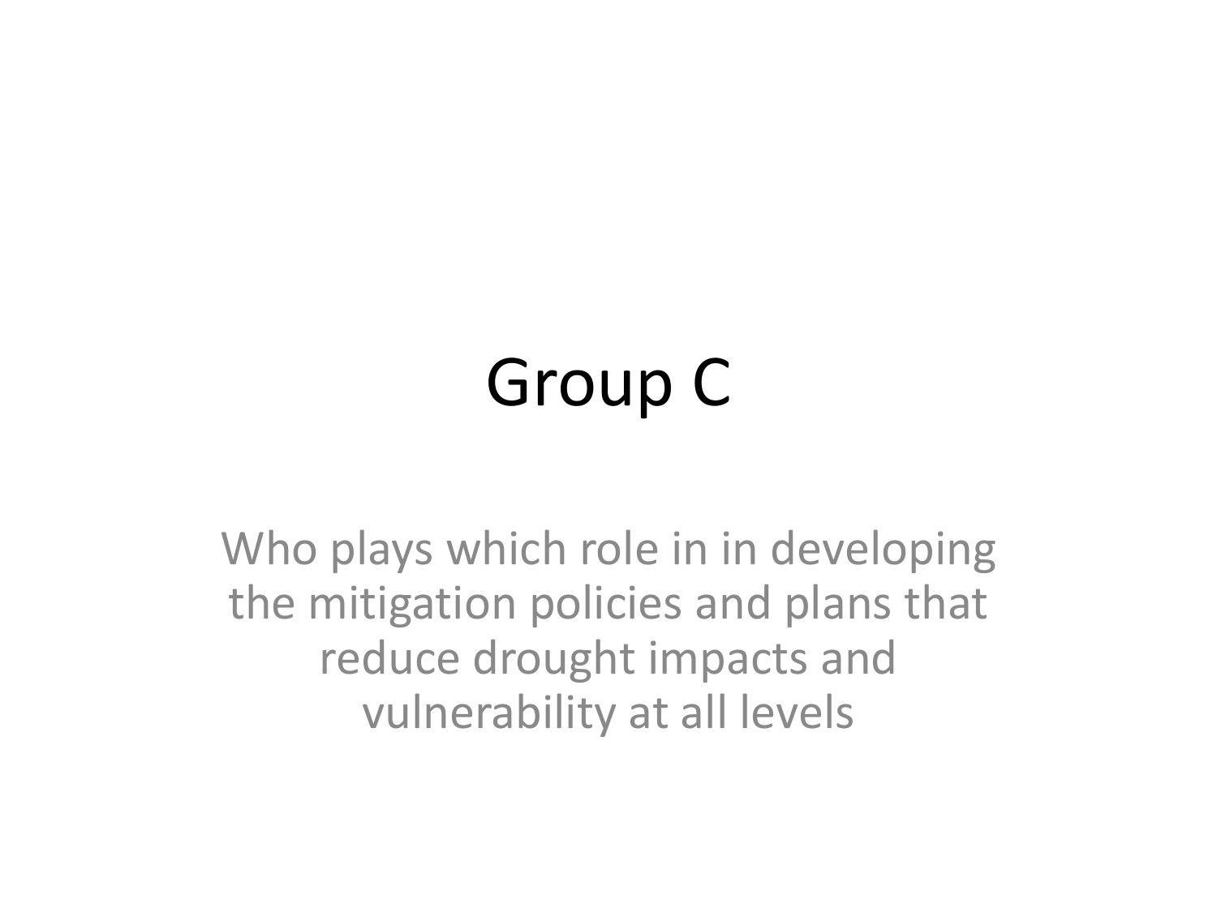# Group C

Who plays which role in in developing the mitigation policies and plans that reduce drought impacts and vulnerability at all levels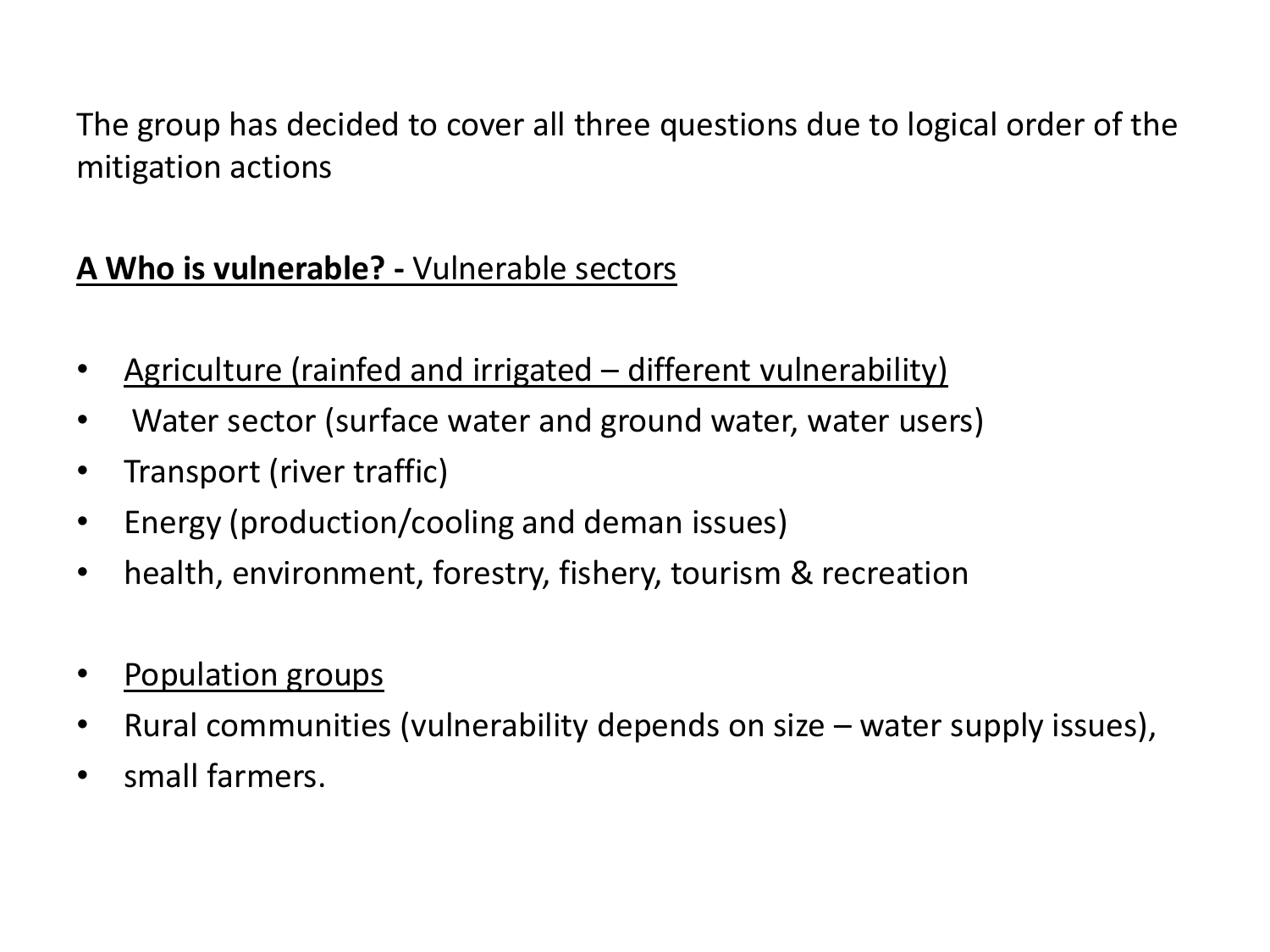The group has decided to cover all three questions due to logical order of the mitigation actions

<u>**A Who is vulnerable? -** Vulnerable sectors</u>

- <u>Agriculture (rainfed and irrigated – different vulnerability)</u>
- Water sector (surface water and ground water, water users)
- Transport (river traffic)
- Energy (production/cooling and deman issues)
- health, environment, forestry, fishery, tourism & recreation

- <u>Population groups</u>
- Rural communities (vulnerability depends on size – water supply issues),
- small farmers.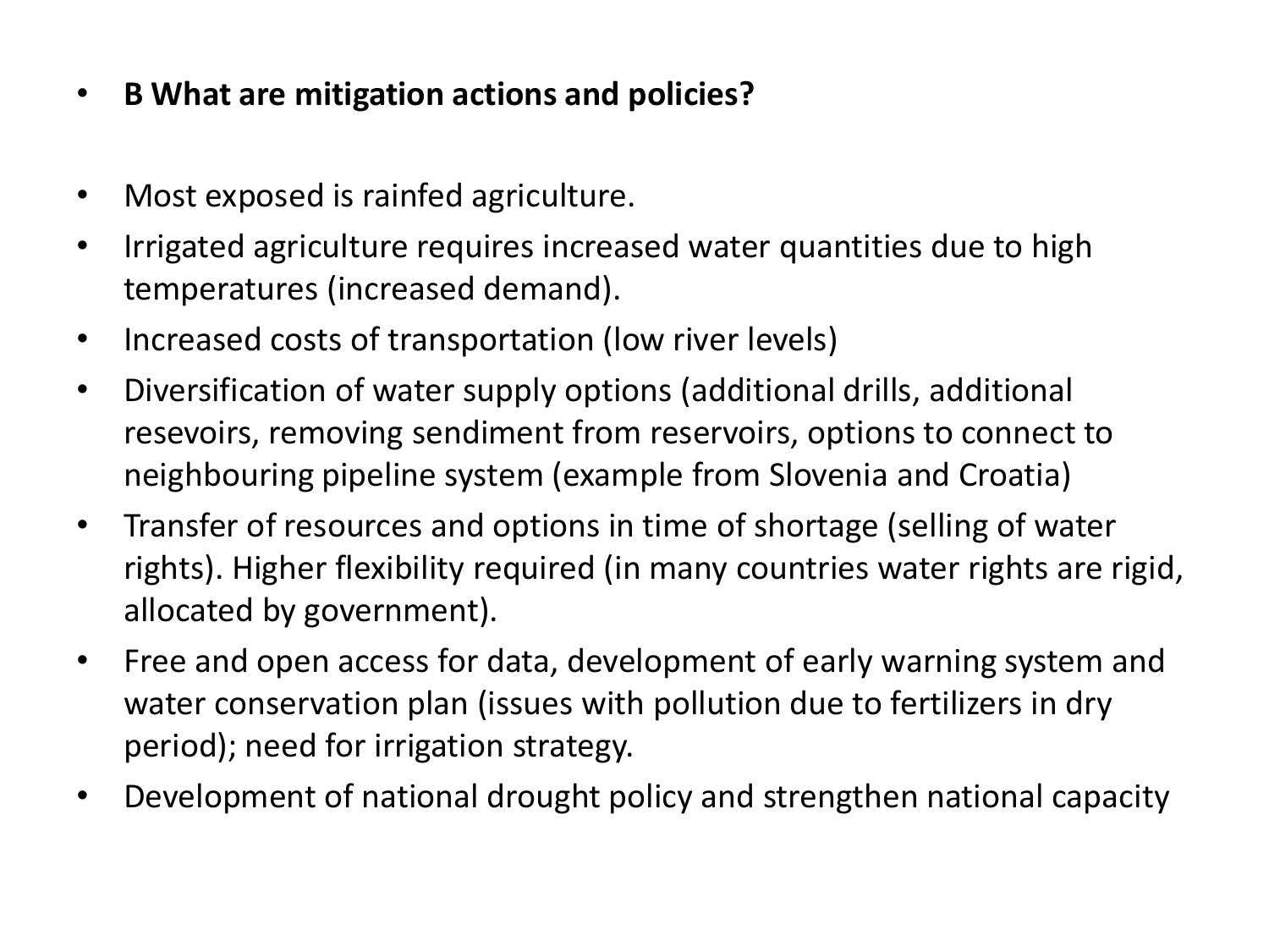- **B What are mitigation actions and policies?**

- Most exposed is rainfed agriculture.
- Irrigated agriculture requires increased water quantities due to high temperatures (increased demand).
- Increased costs of transportation (low river levels)
- Diversification of water supply options (additional drills, additional resevoirs, removing sendiment from reservoirs, options to connect to neighbouring pipeline system (example from Slovenia and Croatia)
- Transfer of resources and options in time of shortage (selling of water rights). Higher flexibility required (in many countries water rights are rigid, allocated by government).
- Free and open access for data, development of early warning system and water conservation plan (issues with pollution due to fertilizers in dry period); need for irrigation strategy.
- Development of national drought policy and strengthen national capacity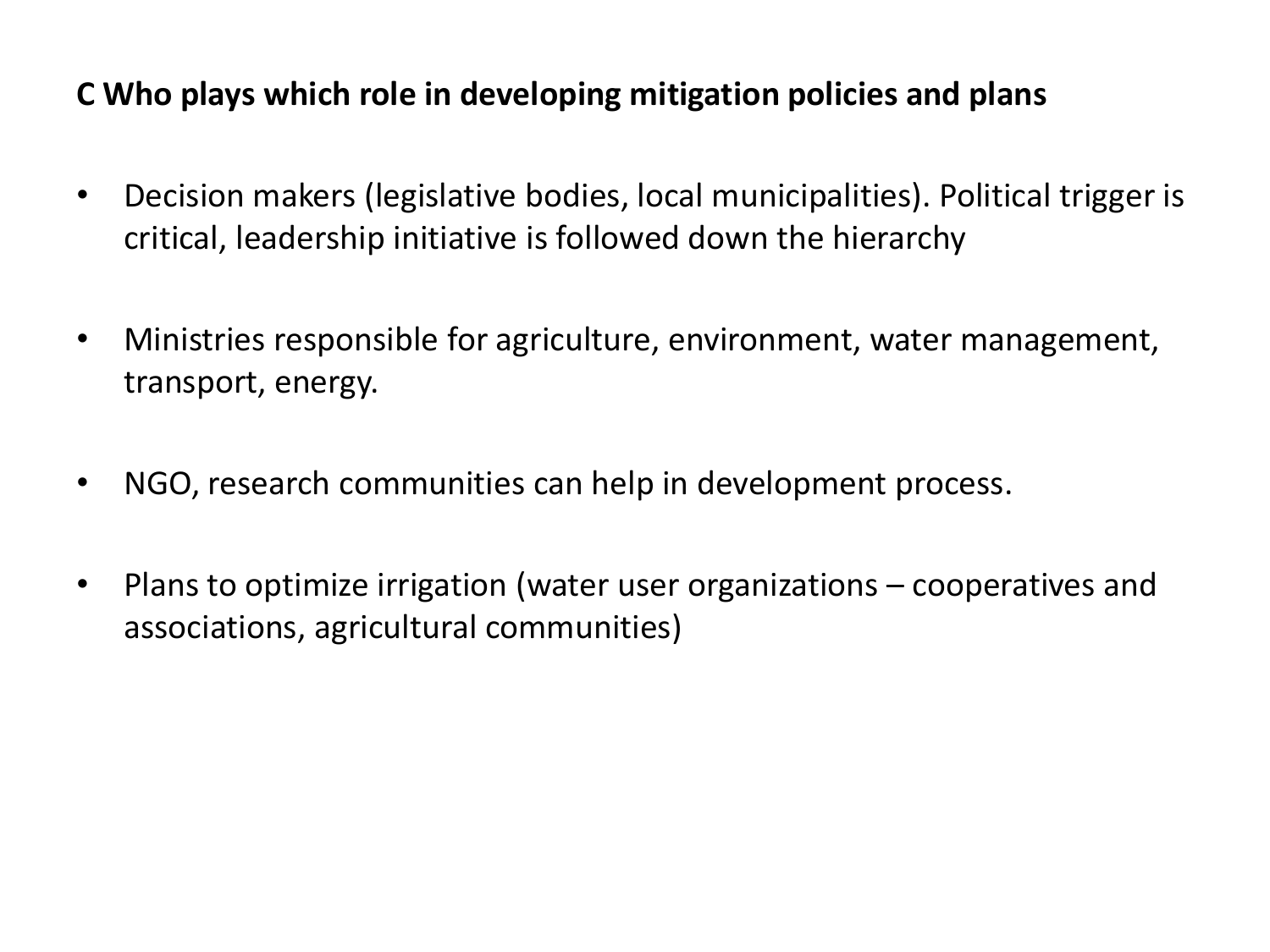**C Who plays which role in developing mitigation policies and plans**

- Decision makers (legislative bodies, local municipalities). Political trigger is critical, leadership initiative is followed down the hierarchy
- Ministries responsible for agriculture, environment, water management, transport, energy.
- NGO, research communities can help in development process.
- Plans to optimize irrigation (water user organizations – cooperatives and associations, agricultural communities)